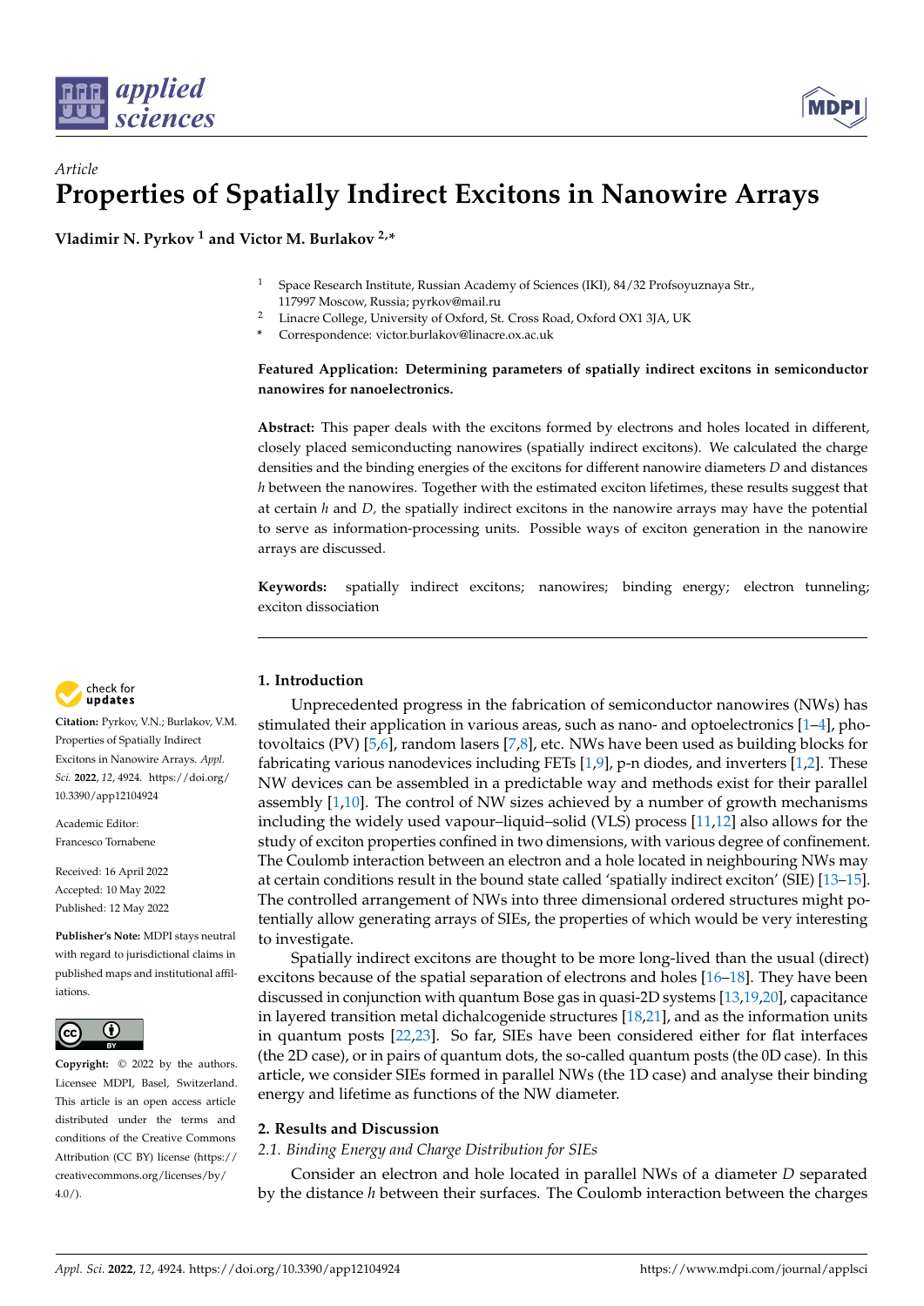*Article*

# Properties of Spatially Indirect Excitons in Nanowire Arrays

**Vladimir N. Pyrkov [1] and Victor M. Burlakov [2,*]**

[1] Space Research Institute, Russian Academy of Sciences (IKI), 84/32 Profsoyuznaya Str., 117997 Moscow, Russia; pyrkov@mail.ru

[2] Linacre College, University of Oxford, St. Cross Road, Oxford OX1 3JA, UK

[*] Correspondence: victor.burlakov@linacre.ox.ac.uk

**Featured Application: Determining parameters of spatially indirect excitons in semiconductor nanowires for nanoelectronics.**

**Abstract:** This paper deals with the excitons formed by electrons and holes located in different, closely placed semiconducting nanowires (spatially indirect excitons). We calculated the charge densities and the binding energies of the excitons for different nanowire diameters $D$ and distances $h$ between the nanowires. Together with the estimated exciton lifetimes, these results suggest that at certain $h$ and $D$, the spatially indirect excitons in the nanowire arrays may have the potential to serve as information-processing units. Possible ways of exciton generation in the nanowire arrays are discussed.

**Keywords:** spatially indirect excitons; nanowires; binding energy; electron tunneling; exciton dissociation

**Citation:** Pyrkov, V.N.; Burlakov, V.M. Properties of Spatially Indirect Excitons in Nanowire Arrays. *Appl. Sci.* **2022**, *12*, 4924. https://doi.org/10.3390/app12104924

Academic Editor: Francesco Tornabene

Received: 16 April 2022
Accepted: 10 May 2022
Published: 12 May 2022

**Publisher's Note:** MDPI stays neutral with regard to jurisdictional claims in published maps and institutional affiliations.

**Copyright:** © 2022 by the authors. Licensee MDPI, Basel, Switzerland. This article is an open access article distributed under the terms and conditions of the Creative Commons Attribution (CC BY) license (https://creativecommons.org/licenses/by/4.0/).

## 1. Introduction

Unprecedented progress in the fabrication of semiconductor nanowires (NWs) has stimulated their application in various areas, such as nano- and optoelectronics [1–4], photovoltaics (PV) [5,6], random lasers [7,8], etc. NWs have been used as building blocks for fabricating various nanodevices including FETs [1,9], p-n diodes, and inverters [1,2]. These NW devices can be assembled in a predictable way and methods exist for their parallel assembly [1,10]. The control of NW sizes achieved by a number of growth mechanisms including the widely used vapour–liquid–solid (VLS) process [11,12] also allows for the study of exciton properties confined in two dimensions, with various degree of confinement. The Coulomb interaction between an electron and a hole located in neighbouring NWs may at certain conditions result in the bound state called 'spatially indirect exciton' (SIE) [13–15]. The controlled arrangement of NWs into three dimensional ordered structures might potentially allow generating arrays of SIEs, the properties of which would be very interesting to investigate.

Spatially indirect excitons are thought to be more long-lived than the usual (direct) excitons because of the spatial separation of electrons and holes [16–18]. They have been discussed in conjunction with quantum Bose gas in quasi-2D systems [13,19,20], capacitance in layered transition metal dichalcogenide structures [18,21], and as the information units in quantum posts [22,23]. So far, SIEs have been considered either for flat interfaces (the 2D case), or in pairs of quantum dots, the so-called quantum posts (the 0D case). In this article, we consider SIEs formed in parallel NWs (the 1D case) and analyse their binding energy and lifetime as functions of the NW diameter.

## 2. Results and Discussion

### 2.1. Binding Energy and Charge Distribution for SIEs

Consider an electron and hole located in parallel NWs of a diameter $D$ separated by the distance $h$ between their surfaces. The Coulomb interaction between the charges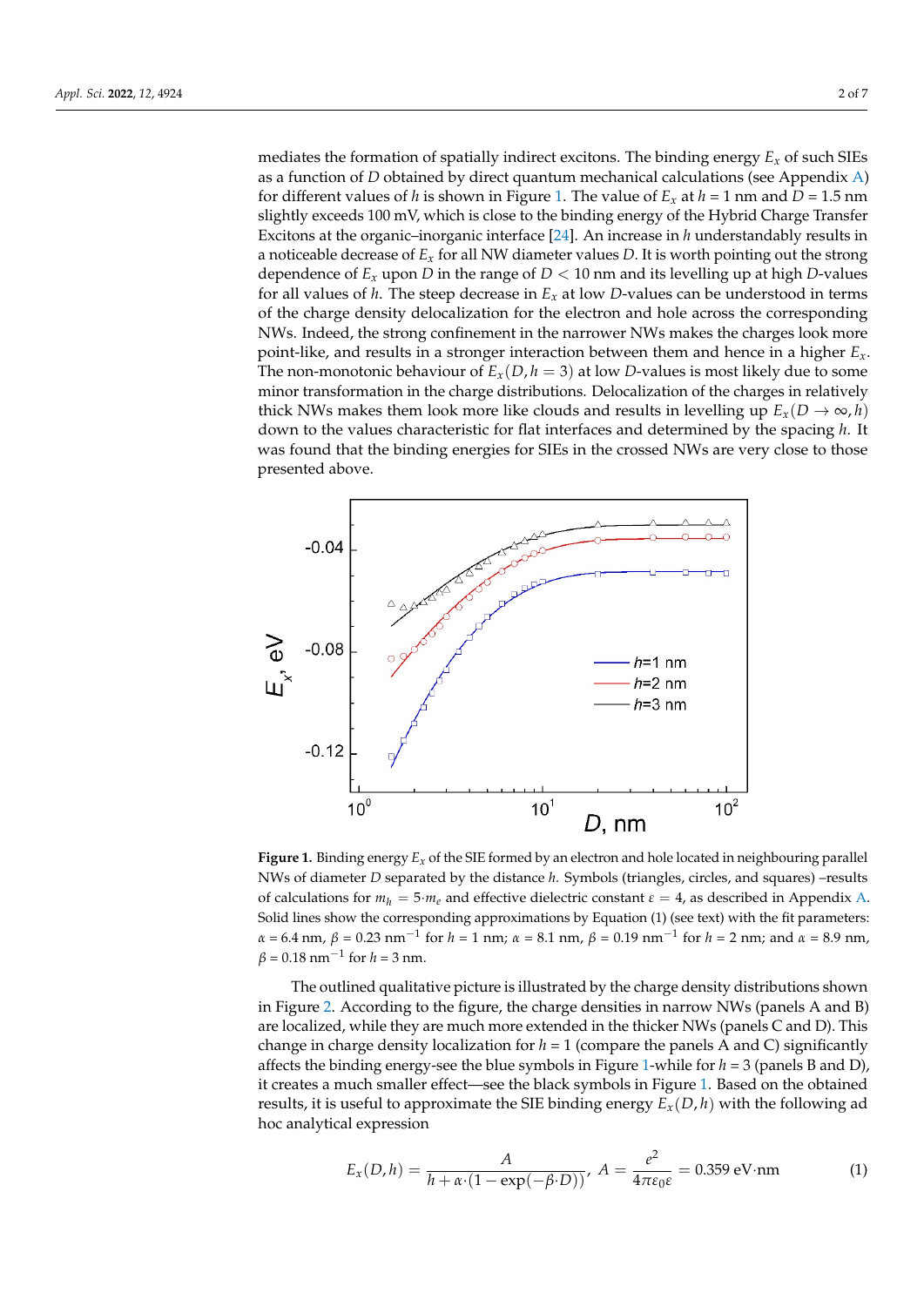mediates the formation of spatially indirect excitons. The binding energy $E_x$ of such SIEs as a function of $D$ obtained by direct quantum mechanical calculations (see Appendix A) for different values of $h$ is shown in Figure 1. The value of $E_x$ at $h$ = 1 nm and $D$ = 1.5 nm slightly exceeds 100 mV, which is close to the binding energy of the Hybrid Charge Transfer Excitons at the organic–inorganic interface [24]. An increase in $h$ understandably results in a noticeable decrease of $E_x$ for all NW diameter values $D$. It is worth pointing out the strong dependence of $E_x$ upon $D$ in the range of $D < 10$ nm and its levelling up at high $D$-values for all values of $h$. The steep decrease in $E_x$ at low $D$-values can be understood in terms of the charge density delocalization for the electron and hole across the corresponding NWs. Indeed, the strong confinement in the narrower NWs makes the charges look more point-like, and results in a stronger interaction between them and hence in a higher $E_x$. The non-monotonic behaviour of $E_x(D, h = 3)$ at low $D$-values is most likely due to some minor transformation in the charge distributions. Delocalization of the charges in relatively thick NWs makes them look more like clouds and results in levelling up $E_x(D \to \infty, h)$ down to the values characteristic for flat interfaces and determined by the spacing $h$. It was found that the binding energies for SIEs in the crossed NWs are very close to those presented above.

**Figure 1.** Binding energy $E_x$ of the SIE formed by an electron and hole located in neighbouring parallel NWs of diameter $D$ separated by the distance $h$. Symbols (triangles, circles, and squares) –results of calculations for $m_h = 5 \cdot m_e$ and effective dielectric constant $\varepsilon = 4$, as described in Appendix A. Solid lines show the corresponding approximations by Equation (1) (see text) with the fit parameters: $\alpha$ = 6.4 nm, $\beta$ = 0.23 nm$^{-1}$ for $h$ = 1 nm; $\alpha$ = 8.1 nm, $\beta$ = 0.19 nm$^{-1}$ for $h$ = 2 nm; and $\alpha$ = 8.9 nm, $\beta$ = 0.18 nm$^{-1}$ for $h$ = 3 nm.

The outlined qualitative picture is illustrated by the charge density distributions shown in Figure 2. According to the figure, the charge densities in narrow NWs (panels A and B) are localized, while they are much more extended in the thicker NWs (panels C and D). This change in charge density localization for $h$ = 1 (compare the panels A and C) significantly affects the binding energy-see the blue symbols in Figure 1-while for $h$ = 3 (panels B and D), it creates a much smaller effect—see the black symbols in Figure 1. Based on the obtained results, it is useful to approximate the SIE binding energy $E_x(D, h)$ with the following ad hoc analytical expression

$$E_x(D, h) = \frac{A}{h + \alpha \cdot (1 - \exp(-\beta \cdot D))}, \; A = \frac{e^2}{4\pi\varepsilon_0\varepsilon} = 0.359 \text{ eV} \cdot \text{nm} \tag{1}$$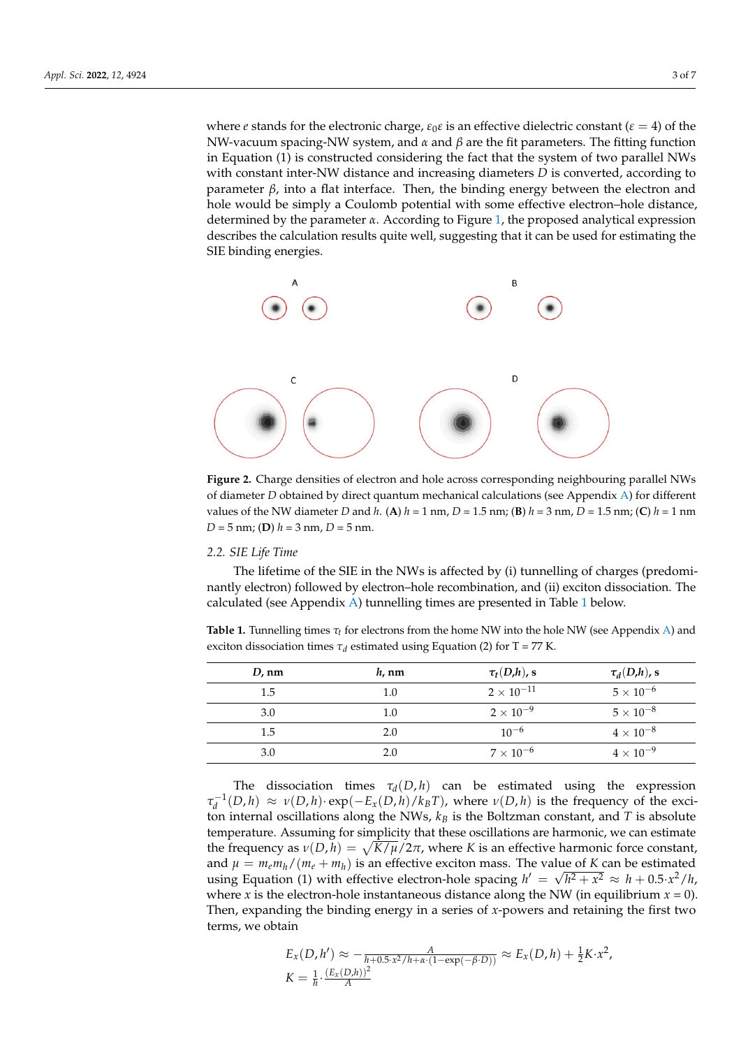where $e$ stands for the electronic charge, $\varepsilon_0\varepsilon$ is an effective dielectric constant ($\varepsilon = 4$) of the NW-vacuum spacing-NW system, and $\alpha$ and $\beta$ are the fit parameters. The fitting function in Equation (1) is constructed considering the fact that the system of two parallel NWs with constant inter-NW distance and increasing diameters $D$ is converted, according to parameter $\beta$, into a flat interface. Then, the binding energy between the electron and hole would be simply a Coulomb potential with some effective electron–hole distance, determined by the parameter $\alpha$. According to Figure 1, the proposed analytical expression describes the calculation results quite well, suggesting that it can be used for estimating the SIE binding energies.

**Figure 2.** Charge densities of electron and hole across corresponding neighbouring parallel NWs of diameter $D$ obtained by direct quantum mechanical calculations (see Appendix A) for different values of the NW diameter $D$ and $h$. (**A**) $h$ = 1 nm, $D$ = 1.5 nm; (**B**) $h$ = 3 nm, $D$ = 1.5 nm; (**C**) $h$ = 1 nm $D$ = 5 nm; (**D**) $h$ = 3 nm, $D$ = 5 nm.

### 2.2. SIE Life Time

The lifetime of the SIE in the NWs is affected by (i) tunnelling of charges (predominantly electron) followed by electron–hole recombination, and (ii) exciton dissociation. The calculated (see Appendix A) tunnelling times are presented in Table 1 below.

**Table 1.** Tunnelling times $\tau_t$ for electrons from the home NW into the hole NW (see Appendix A) and exciton dissociation times $\tau_d$ estimated using Equation (2) for T = 77 K.

| $D$, nm | $h$, nm | $\tau_t(D,h)$, s | $\tau_d(D,h)$, s |
|---|---|---|---|
| 1.5 | 1.0 | $2 \times 10^{-11}$ | $5 \times 10^{-6}$ |
| 3.0 | 1.0 | $2 \times 10^{-9}$ | $5 \times 10^{-8}$ |
| 1.5 | 2.0 | $10^{-6}$ | $4 \times 10^{-8}$ |
| 3.0 | 2.0 | $7 \times 10^{-6}$ | $4 \times 10^{-9}$ |

The dissociation times $\tau_d(D,h)$ can be estimated using the expression $\tau_d^{-1}(D,h) \approx \nu(D,h)\cdot\exp(-E_x(D,h)/k_B T)$, where $\nu(D,h)$ is the frequency of the exciton internal oscillations along the NWs, $k_B$ is the Boltzman constant, and $T$ is absolute temperature. Assuming for simplicity that these oscillations are harmonic, we can estimate the frequency as $\nu(D,h) = \sqrt{K/\mu}/2\pi$, where $K$ is an effective harmonic force constant, and $\mu = m_e m_h/(m_e + m_h)$ is an effective exciton mass. The value of $K$ can be estimated using Equation (1) with effective electron-hole spacing $h' = \sqrt{h^2 + x^2} \approx h + 0.5\cdot x^2/h$, where $x$ is the electron-hole instantaneous distance along the NW (in equilibrium $x$ = 0). Then, expanding the binding energy in a series of $x$-powers and retaining the first two terms, we obtain

$$E_x(D,h') \approx -\frac{A}{h+0.5\cdot x^2/h+\alpha\cdot(1-\exp(-\beta\cdot D))} \approx E_x(D,h) + \frac{1}{2}K\cdot x^2,$$
$$K = \frac{1}{h}\cdot\frac{(E_x(D,h))^2}{A}$$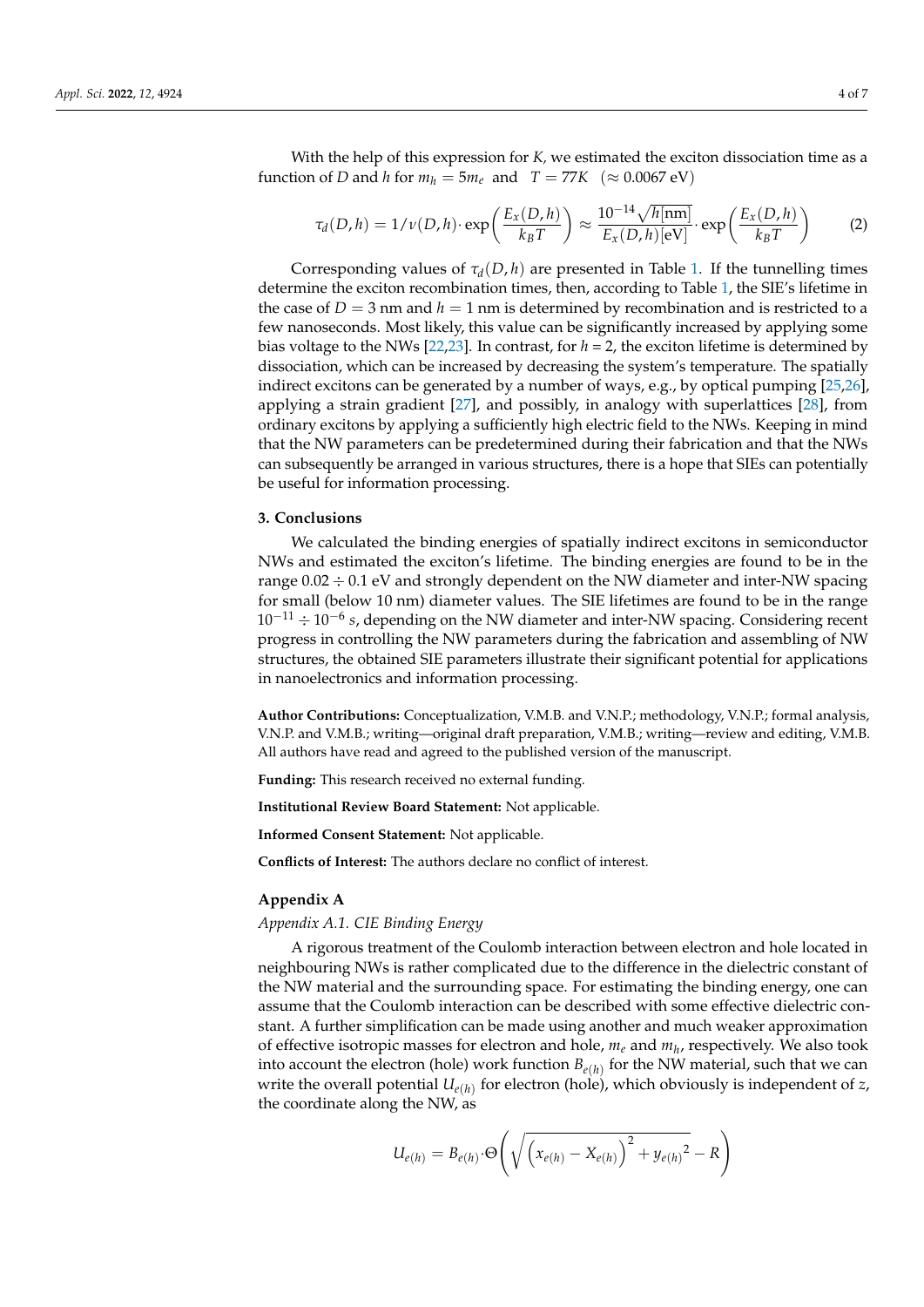With the help of this expression for $K$, we estimated the exciton dissociation time as a function of $D$ and $h$ for $m_h = 5m_e$ and $T = 77K$ ($\approx 0.0067$ eV)

$$\tau_d(D,h) = 1/\nu(D,h) \cdot \exp\left(\frac{E_x(D,h)}{k_B T}\right) \approx \frac{10^{-14}\sqrt{h[\text{nm}]}}{E_x(D,h)[\text{eV}]} \cdot \exp\left(\frac{E_x(D,h)}{k_B T}\right) \tag{2}$$

Corresponding values of $\tau_d(D,h)$ are presented in Table 1. If the tunnelling times determine the exciton recombination times, then, according to Table 1, the SIE's lifetime in the case of $D = 3$ nm and $h = 1$ nm is determined by recombination and is restricted to a few nanoseconds. Most likely, this value can be significantly increased by applying some bias voltage to the NWs [22,23]. In contrast, for $h = 2$, the exciton lifetime is determined by dissociation, which can be increased by decreasing the system's temperature. The spatially indirect excitons can be generated by a number of ways, e.g., by optical pumping [25,26], applying a strain gradient [27], and possibly, in analogy with superlattices [28], from ordinary excitons by applying a sufficiently high electric field to the NWs. Keeping in mind that the NW parameters can be predetermined during their fabrication and that the NWs can subsequently be arranged in various structures, there is a hope that SIEs can potentially be useful for information processing.

## 3. Conclusions

We calculated the binding energies of spatially indirect excitons in semiconductor NWs and estimated the exciton's lifetime. The binding energies are found to be in the range $0.02 \div 0.1$ eV and strongly dependent on the NW diameter and inter-NW spacing for small (below 10 nm) diameter values. The SIE lifetimes are found to be in the range $10^{-11} \div 10^{-6}$ $s$, depending on the NW diameter and inter-NW spacing. Considering recent progress in controlling the NW parameters during the fabrication and assembling of NW structures, the obtained SIE parameters illustrate their significant potential for applications in nanoelectronics and information processing.

**Author Contributions:** Conceptualization, V.M.B. and V.N.P.; methodology, V.N.P.; formal analysis, V.N.P. and V.M.B.; writing—original draft preparation, V.M.B.; writing—review and editing, V.M.B. All authors have read and agreed to the published version of the manuscript.

**Funding:** This research received no external funding.

**Institutional Review Board Statement:** Not applicable.

**Informed Consent Statement:** Not applicable.

**Conflicts of Interest:** The authors declare no conflict of interest.

## Appendix A

### *Appendix A.1. CIE Binding Energy*

A rigorous treatment of the Coulomb interaction between electron and hole located in neighbouring NWs is rather complicated due to the difference in the dielectric constant of the NW material and the surrounding space. For estimating the binding energy, one can assume that the Coulomb interaction can be described with some effective dielectric constant. A further simplification can be made using another and much weaker approximation of effective isotropic masses for electron and hole, $m_e$ and $m_h$, respectively. We also took into account the electron (hole) work function $B_{e(h)}$ for the NW material, such that we can write the overall potential $U_{e(h)}$ for electron (hole), which obviously is independent of $z$, the coordinate along the NW, as

$$U_{e(h)} = B_{e(h)} \cdot \Theta\left(\sqrt{\left(x_{e(h)} - X_{e(h)}\right)^2 + {y_{e(h)}}^2} - R\right)$$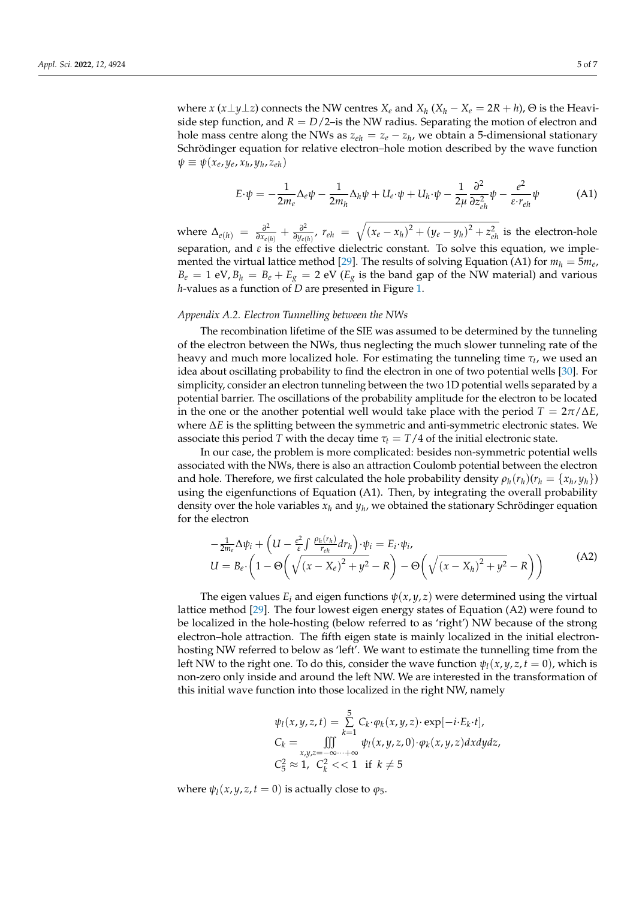where $x$ ($x \perp y \perp z$) connects the NW centres $X_e$ and $X_h$ ($X_h - X_e = 2R + h$), $\Theta$ is the Heaviside step function, and $R = D/2$–is the NW radius. Separating the motion of electron and hole mass centre along the NWs as $z_{eh} = z_e - z_h$, we obtain a 5-dimensional stationary Schrödinger equation for relative electron–hole motion described by the wave function $\psi \equiv \psi(x_e, y_e, x_h, y_h, z_{eh})$

$$E \cdot \psi = -\frac{1}{2m_e}\Delta_e \psi - \frac{1}{2m_h}\Delta_h \psi + U_e \cdot \psi + U_h \cdot \psi - \frac{1}{2\mu}\frac{\partial^2}{\partial z_{eh}^2}\psi - \frac{e^2}{\varepsilon \cdot r_{eh}}\psi \tag{A1}$$

where $\Delta_{e(h)} = \frac{\partial^2}{\partial x_{e(h)}^2} + \frac{\partial^2}{\partial y_{e(h)}^2}$, $r_{eh} = \sqrt{(x_e - x_h)^2 + (y_e - y_h)^2 + z_{eh}^2}$ is the electron-hole separation, and $\varepsilon$ is the effective dielectric constant. To solve this equation, we implemented the virtual lattice method [29]. The results of solving Equation (A1) for $m_h = 5m_e$, $B_e = 1$ eV, $B_h = B_e + E_g = 2$ eV ($E_g$ is the band gap of the NW material) and various $h$-values as a function of $D$ are presented in Figure 1.

*Appendix A.2. Electron Tunnelling between the NWs*

The recombination lifetime of the SIE was assumed to be determined by the tunneling of the electron between the NWs, thus neglecting the much slower tunneling rate of the heavy and much more localized hole. For estimating the tunneling time $\tau_t$, we used an idea about oscillating probability to find the electron in one of two potential wells [30]. For simplicity, consider an electron tunneling between the two 1D potential wells separated by a potential barrier. The oscillations of the probability amplitude for the electron to be located in the one or the another potential well would take place with the period $T = 2\pi/\Delta E$, where $\Delta E$ is the splitting between the symmetric and anti-symmetric electronic states. We associate this period $T$ with the decay time $\tau_t = T/4$ of the initial electronic state.

In our case, the problem is more complicated: besides non-symmetric potential wells associated with the NWs, there is also an attraction Coulomb potential between the electron and hole. Therefore, we first calculated the hole probability density $\rho_h(r_h)(r_h = \{x_h, y_h\})$ using the eigenfunctions of Equation (A1). Then, by integrating the overall probability density over the hole variables $x_h$ and $y_h$, we obtained the stationary Schrödinger equation for the electron

$$\begin{aligned} &-\frac{1}{2m_e}\Delta\psi_i + \left(U - \frac{e^2}{\varepsilon}\int \frac{\rho_h(r_h)}{r_{eh}}dr_h\right)\cdot\psi_i = E_i \cdot \psi_i, \\ &U = B_e \cdot \left(1 - \Theta\left(\sqrt{(x - X_e)^2 + y^2} - R\right) - \Theta\left(\sqrt{(x - X_h)^2 + y^2} - R\right)\right) \end{aligned} \tag{A2}$$

The eigen values $E_i$ and eigen functions $\psi(x, y, z)$ were determined using the virtual lattice method [29]. The four lowest eigen energy states of Equation (A2) were found to be localized in the hole-hosting (below referred to as 'right') NW because of the strong electron–hole attraction. The fifth eigen state is mainly localized in the initial electron-hosting NW referred to below as 'left'. We want to estimate the tunnelling time from the left NW to the right one. To do this, consider the wave function $\psi_l(x, y, z, t = 0)$, which is non-zero only inside and around the left NW. We are interested in the transformation of this initial wave function into those localized in the right NW, namely

$$\begin{aligned} &\psi_l(x, y, z, t) = \sum_{k=1}^{5} C_k \cdot \varphi_k(x, y, z) \cdot \exp[-i \cdot E_k \cdot t], \\ &C_k = \iiint\limits_{x,y,z=-\infty \cdots +\infty} \psi_l(x, y, z, 0) \cdot \varphi_k(x, y, z) dx dy dz, \\ &C_5^2 \approx 1, \;\; C_k^2 << 1 \;\; \text{if } k \neq 5 \end{aligned}$$

where $\psi_l(x, y, z, t = 0)$ is actually close to $\varphi_5$.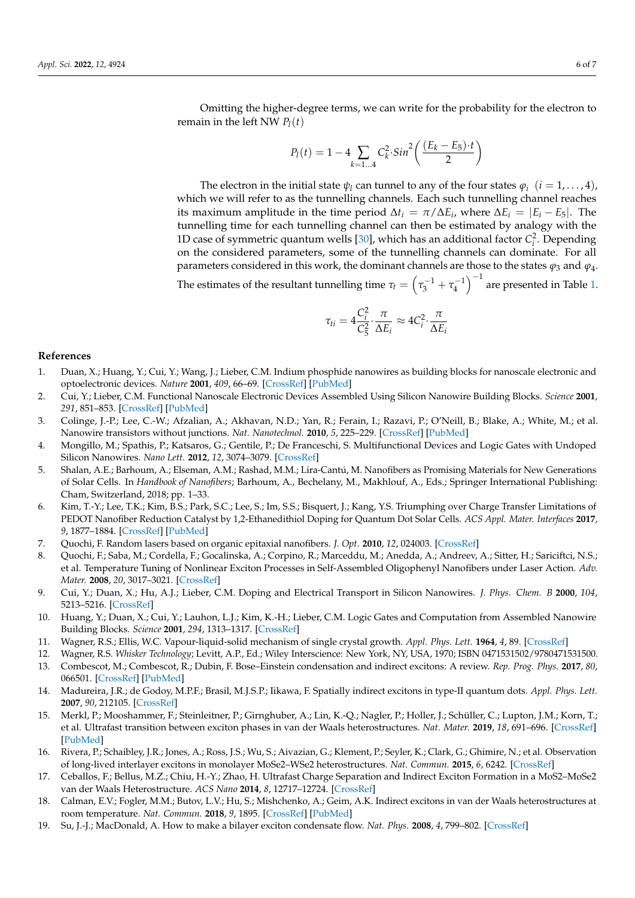Omitting the higher-degree terms, we can write for the probability for the electron to remain in the left NW $P_l(t)$

$$P_l(t) = 1 - 4 \sum_{k=1\ldots4} C_k^2 \cdot Sin^2\left(\frac{(E_k - E_5)\cdot t}{2}\right)$$

The electron in the initial state $\psi_l$ can tunnel to any of the four states $\varphi_i$ $(i = 1, \ldots, 4)$, which we will refer to as the tunnelling channels. Each such tunnelling channel reaches its maximum amplitude in the time period $\Delta t_i = \pi/\Delta E_i$, where $\Delta E_i = |E_i - E_5|$. The tunnelling time for each tunnelling channel can then be estimated by analogy with the 1D case of symmetric quantum wells [30], which has an additional factor $C_i^2$. Depending on the considered parameters, some of the tunnelling channels can dominate. For all parameters considered in this work, the dominant channels are those to the states $\varphi_3$ and $\varphi_4$. The estimates of the resultant tunnelling time $\tau_t = \left(\tau_3^{-1} + \tau_4^{-1}\right)^{-1}$ are presented in Table 1.

$$\tau_{ti} = 4\frac{C_i^2}{C_5^2}\cdot\frac{\pi}{\Delta E_i} \approx 4C_i^2 \cdot \frac{\pi}{\Delta E_i}$$

## References

1. Duan, X.; Huang, Y.; Cui, Y.; Wang, J.; Lieber, C.M. Indium phosphide nanowires as building blocks for nanoscale electronic and optoelectronic devices. *Nature* **2001**, *409*, 66–69. [CrossRef] [PubMed]
2. Cui, Y.; Lieber, C.M. Functional Nanoscale Electronic Devices Assembled Using Silicon Nanowire Building Blocks. *Science* **2001**, *291*, 851–853. [CrossRef] [PubMed]
3. Colinge, J.-P.; Lee, C.-W.; Afzalian, A.; Akhavan, N.D.; Yan, R.; Ferain, I.; Razavi, P.; O'Neill, B.; Blake, A.; White, M.; et al. Nanowire transistors without junctions. *Nat. Nanotechnol.* **2010**, *5*, 225–229. [CrossRef] [PubMed]
4. Mongillo, M.; Spathis, P.; Katsaros, G.; Gentile, P.; De Franceschi, S. Multifunctional Devices and Logic Gates with Undoped Silicon Nanowires. *Nano Lett.* **2012**, *12*, 3074–3079. [CrossRef]
5. Shalan, A.E.; Barhoum, A.; Elseman, A.M.; Rashad, M.M.; Lira-Cantú, M. Nanofibers as Promising Materials for New Generations of Solar Cells. In *Handbook of Nanofibers*; Barhoum, A., Bechelany, M., Makhlouf, A., Eds.; Springer International Publishing: Cham, Switzerland, 2018; pp. 1–33.
6. Kim, T.-Y.; Lee, T.K.; Kim, B.S.; Park, S.C.; Lee, S.; Im, S.S.; Bisquert, J.; Kang, Y.S. Triumphing over Charge Transfer Limitations of PEDOT Nanofiber Reduction Catalyst by 1,2-Ethanedithiol Doping for Quantum Dot Solar Cells. *ACS Appl. Mater. Interfaces* **2017**, *9*, 1877–1884. [CrossRef] [PubMed]
7. Quochi, F. Random lasers based on organic epitaxial nanofibers. *J. Opt.* **2010**, *12*, 024003. [CrossRef]
8. Quochi, F.; Saba, M.; Cordella, F.; Gocalinska, A.; Corpino, R.; Marceddu, M.; Anedda, A.; Andreev, A.; Sitter, H.; Sariciftci, N.S.; et al. Temperature Tuning of Nonlinear Exciton Processes in Self-Assembled Oligophenyl Nanofibers under Laser Action. *Adv. Mater.* **2008**, *20*, 3017–3021. [CrossRef]
9. Cui, Y.; Duan, X.; Hu, A.J.; Lieber, C.M. Doping and Electrical Transport in Silicon Nanowires. *J. Phys. Chem. B* **2000**, *104*, 5213–5216. [CrossRef]
10. Huang, Y.; Duan, X.; Cui, Y.; Lauhon, L.J.; Kim, K.-H.; Lieber, C.M. Logic Gates and Computation from Assembled Nanowire Building Blocks. *Science* **2001**, *294*, 1313–1317. [CrossRef]
11. Wagner, R.S.; Ellis, W.C. Vapour-liquid-solid mechanism of single crystal growth. *Appl. Phys. Lett.* **1964**, *4*, 89. [CrossRef]
12. Wagner, R.S. *Whisker Technology*; Levitt, A.P., Ed.; Wiley Interscience: New York, NY, USA, 1970; ISBN 0471531502/9780471531500.
13. Combescot, M.; Combescot, R.; Dubin, F. Bose–Einstein condensation and indirect excitons: A review. *Rep. Prog. Phys.* **2017**, *80*, 066501. [CrossRef] [PubMed]
14. Madureira, J.R.; de Godoy, M.P.F.; Brasil, M.J.S.P.; Iikawa, F. Spatially indirect excitons in type-II quantum dots. *Appl. Phys. Lett.* **2007**, *90*, 212105. [CrossRef]
15. Merkl, P.; Mooshammer, F.; Steinleitner, P.; Girnghuber, A.; Lin, K.-Q.; Nagler, P.; Holler, J.; Schüller, C.; Lupton, J.M.; Korn, T.; et al. Ultrafast transition between exciton phases in van der Waals heterostructures. *Nat. Mater.* **2019**, *18*, 691–696. [CrossRef] [PubMed]
16. Rivera, P.; Schaibley, J.R.; Jones, A.; Ross, J.S.; Wu, S.; Aivazian, G.; Klement, P.; Seyler, K.; Clark, G.; Ghimire, N.; et al. Observation of long-lived interlayer excitons in monolayer MoSe2–WSe2 heterostructures. *Nat. Commun.* **2015**, *6*, 6242. [CrossRef]
17. Ceballos, F.; Bellus, M.Z.; Chiu, H.-Y.; Zhao, H. Ultrafast Charge Separation and Indirect Exciton Formation in a MoS2–MoSe2 van der Waals Heterostructure. *ACS Nano* **2014**, *8*, 12717–12724. [CrossRef]
18. Calman, E.V.; Fogler, M.M.; Butov, L.V.; Hu, S.; Mishchenko, A.; Geim, A.K. Indirect excitons in van der Waals heterostructures at room temperature. *Nat. Commun.* **2018**, *9*, 1895. [CrossRef] [PubMed]
19. Su, J.-J.; MacDonald, A. How to make a bilayer exciton condensate flow. *Nat. Phys.* **2008**, *4*, 799–802. [CrossRef]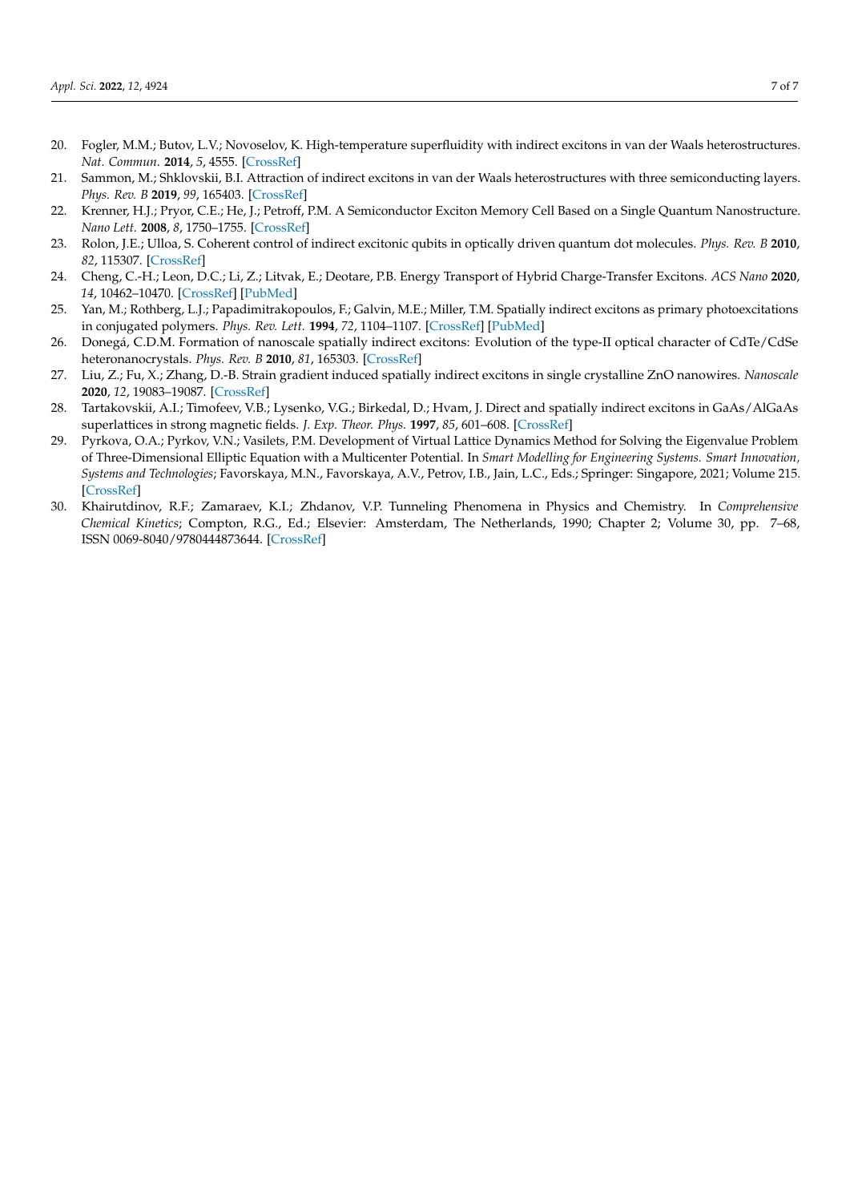20. Fogler, M.M.; Butov, L.V.; Novoselov, K. High-temperature superfluidity with indirect excitons in van der Waals heterostructures. *Nat. Commun.* **2014**, *5*, 4555. [CrossRef]
21. Sammon, M.; Shklovskii, B.I. Attraction of indirect excitons in van der Waals heterostructures with three semiconducting layers. *Phys. Rev. B* **2019**, *99*, 165403. [CrossRef]
22. Krenner, H.J.; Pryor, C.E.; He, J.; Petroff, P.M. A Semiconductor Exciton Memory Cell Based on a Single Quantum Nanostructure. *Nano Lett.* **2008**, *8*, 1750–1755. [CrossRef]
23. Rolon, J.E.; Ulloa, S. Coherent control of indirect excitonic qubits in optically driven quantum dot molecules. *Phys. Rev. B* **2010**, *82*, 115307. [CrossRef]
24. Cheng, C.-H.; Leon, D.C.; Li, Z.; Litvak, E.; Deotare, P.B. Energy Transport of Hybrid Charge-Transfer Excitons. *ACS Nano* **2020**, *14*, 10462–10470. [CrossRef] [PubMed]
25. Yan, M.; Rothberg, L.J.; Papadimitrakopoulos, F.; Galvin, M.E.; Miller, T.M. Spatially indirect excitons as primary photoexcitations in conjugated polymers. *Phys. Rev. Lett.* **1994**, *72*, 1104–1107. [CrossRef] [PubMed]
26. Donegá, C.D.M. Formation of nanoscale spatially indirect excitons: Evolution of the type-II optical character of CdTe/CdSe heteronanocrystals. *Phys. Rev. B* **2010**, *81*, 165303. [CrossRef]
27. Liu, Z.; Fu, X.; Zhang, D.-B. Strain gradient induced spatially indirect excitons in single crystalline ZnO nanowires. *Nanoscale* **2020**, *12*, 19083–19087. [CrossRef]
28. Tartakovskii, A.I.; Timofeev, V.B.; Lysenko, V.G.; Birkedal, D.; Hvam, J. Direct and spatially indirect excitons in GaAs/AlGaAs superlattices in strong magnetic fields. *J. Exp. Theor. Phys.* **1997**, *85*, 601–608. [CrossRef]
29. Pyrkova, O.A.; Pyrkov, V.N.; Vasilets, P.M. Development of Virtual Lattice Dynamics Method for Solving the Eigenvalue Problem of Three-Dimensional Elliptic Equation with a Multicenter Potential. In *Smart Modelling for Engineering Systems. Smart Innovation, Systems and Technologies*; Favorskaya, M.N., Favorskaya, A.V., Petrov, I.B., Jain, L.C., Eds.; Springer: Singapore, 2021; Volume 215. [CrossRef]
30. Khairutdinov, R.F.; Zamaraev, K.I.; Zhdanov, V.P. Tunneling Phenomena in Physics and Chemistry. In *Comprehensive Chemical Kinetics*; Compton, R.G., Ed.; Elsevier: Amsterdam, The Netherlands, 1990; Chapter 2; Volume 30, pp. 7–68, ISSN 0069-8040/9780444873644. [CrossRef]